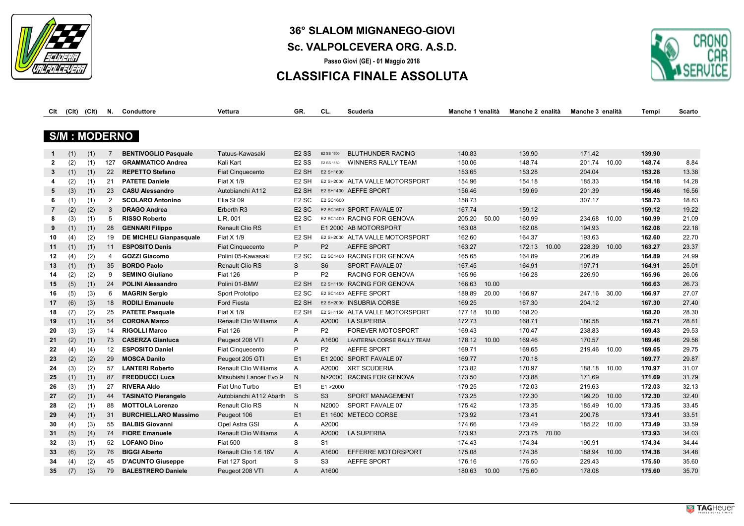# 36° SLALOM MIGNANEGO-GIOVI

## Sc. VALPOLCEVERA ORG. A.S.D.

**Passo Giovi (GE) - 01 Maggio 2018**

## CLASSIFICA FINALE ASSOLUTA

### S/M : MODERNO

| Clt | (Clt) | (Clt) | N. | Conduttore | Vettura | GR. | CL. | Scuderia | Manche 1 | Penalità | Manche 2 | Penalità | Manche 3 | Penalità | Tempi | Scarto |
|---|---|---|---|---|---|---|---|---|---|---|---|---|---|---|---|---|
| 1 | (1) | (1) | 7 | **BENTIVOGLIO Pasquale** | Tatuus-Kawasaki | E2 SS | E2 SS 1600 | BLUTHUNDER RACING | 140.83 | | 139.90 | | 171.42 | | **139.90** | |
| 2 | (2) | (1) | 127 | **GRAMMATICO Andrea** | Kali Kart | E2 SS | E2 SS 1150 | WINNERS RALLY TEAM | 150.06 | | 148.74 | | 201.74 | 10.00 | **148.74** | 8.84 |
| 3 | (1) | (1) | 22 | **REPETTO Stefano** | Fiat Cinquecento | E2 SH | E2 SH1600 | | 153.65 | | 153.28 | | 204.04 | | **153.28** | 13.38 |
| 4 | (2) | (1) | 21 | **PATETE Daniele** | Fiat X 1/9 | E2 SH | E2 SH2000 | ALTA VALLE MOTORSPORT | 154.96 | | 154.18 | | 185.33 | | **154.18** | 14.28 |
| 5 | (3) | (1) | 23 | **CASU Alessandro** | Autobianchi A112 | E2 SH | E2 SH1400 | AEFFE SPORT | 156.46 | | 159.69 | | 201.39 | | **156.46** | 16.56 |
| 6 | (1) | (1) | 2 | **SCOLARO Antonino** | Elia St 09 | E2 SC | E2 SC1600 | | 158.73 | | | | 307.17 | | **158.73** | 18.83 |
| 7 | (2) | (2) | 3 | **DRAGO Andrea** | Erberth R3 | E2 SC | E2 SC1600 | SPORT FAVALE 07 | 167.74 | | 159.12 | | | | **159.12** | 19.22 |
| 8 | (3) | (1) | 5 | **RISSO Roberto** | L.R. 001 | E2 SC | E2 SC1400 | RACING FOR GENOVA | 205.20 | 50.00 | 160.99 | | 234.68 | 10.00 | **160.99** | 21.09 |
| 9 | (1) | (1) | 28 | **GENNARI Filippo** | Renault Clio RS | E1 | E1 2000 | AB MOTORSPORT | 163.08 | | 162.08 | | 194.93 | | **162.08** | 22.18 |
| 10 | (4) | (2) | 19 | **DE MICHELI Gianpasquale** | Fiat X 1/9 | E2 SH | E2 SH2000 | ALTA VALLE MOTORSPORT | 162.60 | | 164.37 | | 193.63 | | **162.60** | 22.70 |
| 11 | (1) | (1) | 11 | **ESPOSITO Denis** | Fiat Cinquecento | P | P2 | AEFFE SPORT | 163.27 | | 172.13 | 10.00 | 228.39 | 10.00 | **163.27** | 23.37 |
| 12 | (4) | (2) | 4 | **GOZZI Giacomo** | Polini 05-Kawasaki | E2 SC | E2 SC1400 | RACING FOR GENOVA | 165.65 | | 164.89 | | 206.89 | | **164.89** | 24.99 |
| 13 | (1) | (1) | 35 | **BORDO Paolo** | Renault Clio RS | S | S6 | SPORT FAVALE 07 | 167.45 | | 164.91 | | 197.71 | | **164.91** | 25.01 |
| 14 | (2) | (2) | 9 | **SEMINO Giuliano** | Fiat 126 | P | P2 | RACING FOR GENOVA | 165.96 | | 166.28 | | 226.90 | | **165.96** | 26.06 |
| 15 | (5) | (1) | 24 | **POLINI Alessandro** | Polini 01-BMW | E2 SH | E2 SH1150 | RACING FOR GENOVA | 166.63 | 10.00 | | | | | **166.63** | 26.73 |
| 16 | (5) | (3) | 6 | **MAGRIN Sergio** | Sport Prototipo | E2 SC | E2 SC1400 | AEFFE SPORT | 189.89 | 20.00 | 166.97 | | 247.16 | 30.00 | **166.97** | 27.07 |
| 17 | (6) | (3) | 18 | **RODILI Emanuele** | Ford Fiesta | E2 SH | E2 SH2000 | INSUBRIA CORSE | 169.25 | | 167.30 | | 204.12 | | **167.30** | 27.40 |
| 18 | (7) | (2) | 25 | **PATETE Pasquale** | Fiat X 1/9 | E2 SH | E2 SH1150 | ALTA VALLE MOTORSPORT | 177.18 | 10.00 | 168.20 | | | | **168.20** | 28.30 |
| 19 | (1) | (1) | 54 | **CORONA Marco** | Renault Clio Williams | A | A2000 | LA SUPERBA | 172.73 | | 168.71 | | 180.58 | | **168.71** | 28.81 |
| 20 | (3) | (3) | 14 | **RIGOLLI Marco** | Fiat 126 | P | P2 | FOREVER MOTOSPORT | 169.43 | | 170.47 | | 238.83 | | **169.43** | 29.53 |
| 21 | (2) | (1) | 73 | **CASERZA Gianluca** | Peugeot 208 VTI | A | A1600 | LANTERNA CORSE RALLY TEAM | 178.12 | 10.00 | 169.46 | | 170.57 | | **169.46** | 29.56 |
| 22 | (4) | (4) | 12 | **ESPOSITO Daniel** | Fiat Cinquecento | P | P2 | AEFFE SPORT | 169.71 | | 169.65 | | 219.46 | 10.00 | **169.65** | 29.75 |
| 23 | (2) | (2) | 29 | **MOSCA Danilo** | Peugeot 205 GTI | E1 | E1 2000 | SPORT FAVALE 07 | 169.77 | | 170.18 | | | | **169.77** | 29.87 |
| 24 | (3) | (2) | 57 | **LANTERI Roberto** | Renault Clio Williams | A | A2000 | XRT SCUDERIA | 173.82 | | 170.97 | | 188.18 | 10.00 | **170.97** | 31.07 |
| 25 | (1) | (1) | 87 | **FREDDUCCI Luca** | Mitsubishi Lancer Evo 9 | N | N>2000 | RACING FOR GENOVA | 173.50 | | 173.88 | | 171.69 | | **171.69** | 31.79 |
| 26 | (3) | (1) | 27 | **RIVERA Aldo** | Fiat Uno Turbo | E1 | E1 >2000 | | 179.25 | | 172.03 | | 219.63 | | **172.03** | 32.13 |
| 27 | (2) | (1) | 44 | **TASINATO Pierangelo** | Autobianchi A112 Abarth | S | S3 | SPORT MANAGEMENT | 173.25 | | 172.30 | | 199.20 | 10.00 | **172.30** | 32.40 |
| 28 | (2) | (1) | 88 | **MOTTOLA Lorenzo** | Renault Clio RS | N | N2000 | SPORT FAVALE 07 | 175.42 | | 173.35 | | 185.49 | 10.00 | **173.35** | 33.45 |
| 29 | (4) | (1) | 31 | **BURCHIELLARO Massimo** | Peugeot 106 | E1 | E1 1600 | METECO CORSE | 173.92 | | 173.41 | | 200.78 | | **173.41** | 33.51 |
| 30 | (4) | (3) | 55 | **BALBIS Giovanni** | Opel Astra GSI | A | A2000 | | 174.66 | | 173.49 | | 185.22 | 10.00 | **173.49** | 33.59 |
| 31 | (5) | (4) | 74 | **FIORE Emanuele** | Renault Clio Williams | A | A2000 | LA SUPERBA | 173.93 | | 273.75 | 70.00 | | | **173.93** | 34.03 |
| 32 | (3) | (1) | 52 | **LOFANO Dino** | Fiat 500 | S | S1 | | 174.43 | | 174.34 | | 190.91 | | **174.34** | 34.44 |
| 33 | (6) | (2) | 76 | **BIGGI Alberto** | Renault Clio 1.6 16V | A | A1600 | EFFERRE MOTORSPORT | 175.08 | | 174.38 | | 188.94 | 10.00 | **174.38** | 34.48 |
| 34 | (4) | (2) | 45 | **D'ACUNTO Giuseppe** | Fiat 127 Sport | S | S3 | AEFFE SPORT | 176.16 | | 175.50 | | 229.43 | | **175.50** | 35.60 |
| 35 | (7) | (3) | 79 | **BALESTRERO Daniele** | Peugeot 208 VTI | A | A1600 | | 180.63 | 10.00 | 175.60 | | 178.08 | | **175.60** | 35.70 |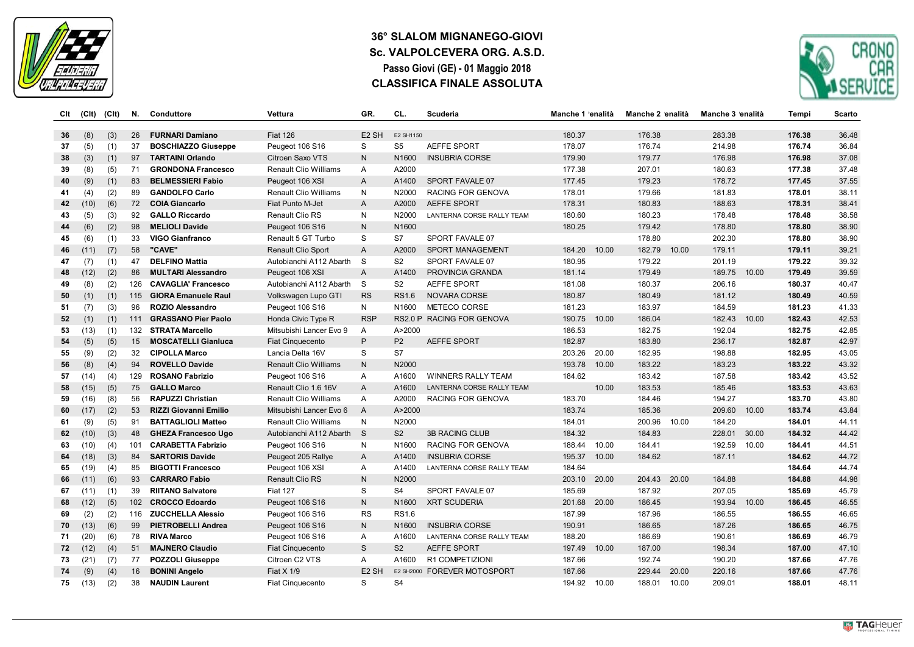# 36° SLALOM MIGNANEGO-GIOVI

## Sc. VALPOLCEVERA ORG. A.S.D.

### Passo Giovi (GE) - 01 Maggio 2018

### CLASSIFICA FINALE ASSOLUTA

| Clt | (Clt) | (Clt) | N. | Conduttore | Vettura | GR. | CL. | Scuderia | Manche 1 | Penalità | Manche 2 | Penalità | Manche 3 | Penalità | Tempi | Scarto |
|---|---|---|---|---|---|---|---|---|---|---|---|---|---|---|---|---|
| **36** | (8) | (3) | 26 | **FURNARI Damiano** | Fiat 126 | E2 SH | E2 SH1150 | | 180.37 | | 176.38 | | 283.38 | | **176.38** | 36.48 |
| **37** | (5) | (1) | 37 | **BOSCHIAZZO Giuseppe** | Peugeot 106 S16 | S | S5 | AEFFE SPORT | 178.07 | | 176.74 | | 214.98 | | **176.74** | 36.84 |
| **38** | (3) | (1) | 97 | **TARTAINI Orlando** | Citroen Saxo VTS | N | N1600 | INSUBRIA CORSE | 179.90 | | 179.77 | | 176.98 | | **176.98** | 37.08 |
| **39** | (8) | (5) | 71 | **GRONDONA Francesco** | Renault Clio Williams | A | A2000 | | 177.38 | | 207.01 | | 180.63 | | **177.38** | 37.48 |
| **40** | (9) | (1) | 83 | **BELMESSIERI Fabio** | Peugeot 106 XSI | A | A1400 | SPORT FAVALE 07 | 177.45 | | 179.23 | | 178.72 | | **177.45** | 37.55 |
| **41** | (4) | (2) | 89 | **GANDOLFO Carlo** | Renault Clio Williams | N | N2000 | RACING FOR GENOVA | 178.01 | | 179.66 | | 181.83 | | **178.01** | 38.11 |
| **42** | (10) | (6) | 72 | **COIA Giancarlo** | Fiat Punto M-Jet | A | A2000 | AEFFE SPORT | 178.31 | | 180.83 | | 188.63 | | **178.31** | 38.41 |
| **43** | (5) | (3) | 92 | **GALLO Riccardo** | Renault Clio RS | N | N2000 | LANTERNA CORSE RALLY TEAM | 180.60 | | 180.23 | | 178.48 | | **178.48** | 38.58 |
| **44** | (6) | (2) | 98 | **MELIOLI Davide** | Peugeot 106 S16 | N | N1600 | | 180.25 | | 179.42 | | 178.80 | | **178.80** | 38.90 |
| **45** | (6) | (1) | 33 | **VIGO Gianfranco** | Renault 5 GT Turbo | S | S7 | SPORT FAVALE 07 | | | 178.80 | | 202.30 | | **178.80** | 38.90 |
| **46** | (11) | (7) | 58 | **"CAVE"** | Renault Clio Sport | A | A2000 | SPORT MANAGEMENT | 184.20 | 10.00 | 182.79 | 10.00 | 179.11 | | **179.11** | 39.21 |
| **47** | (7) | (1) | 47 | **DELFINO Mattia** | Autobianchi A112 Abarth | S | S2 | SPORT FAVALE 07 | 180.95 | | 179.22 | | 201.19 | | **179.22** | 39.32 |
| **48** | (12) | (2) | 86 | **MULTARI Alessandro** | Peugeot 106 XSI | A | A1400 | PROVINCIA GRANDA | 181.14 | | 179.49 | | 189.75 | 10.00 | **179.49** | 39.59 |
| **49** | (8) | (2) | 126 | **CAVAGLIA' Francesco** | Autobianchi A112 Abarth | S | S2 | AEFFE SPORT | 181.08 | | 180.37 | | 206.16 | | **180.37** | 40.47 |
| **50** | (1) | (1) | 115 | **GIORA Emanuele Raul** | Volkswagen Lupo GTI | RS | RS1.6 | NOVARA CORSE | 180.87 | | 180.49 | | 181.12 | | **180.49** | 40.59 |
| **51** | (7) | (3) | 96 | **ROZIO Alessandro** | Peugeot 106 S16 | N | N1600 | METECO CORSE | 181.23 | | 183.97 | | 184.59 | | **181.23** | 41.33 |
| **52** | (1) | (1) | 111 | **GRASSANO Pier Paolo** | Honda Civic Type R | RSP | RS2.0 P | RACING FOR GENOVA | 190.75 | 10.00 | 186.04 | | 182.43 | 10.00 | **182.43** | 42.53 |
| **53** | (13) | (1) | 132 | **STRATA Marcello** | Mitsubishi Lancer Evo 9 | A | A>2000 | | 186.53 | | 182.75 | | 192.04 | | **182.75** | 42.85 |
| **54** | (5) | (5) | 15 | **MOSCATELLI Gianluca** | Fiat Cinquecento | P | P2 | AEFFE SPORT | 182.87 | | 183.80 | | 236.17 | | **182.87** | 42.97 |
| **55** | (9) | (2) | 32 | **CIPOLLA Marco** | Lancia Delta 16V | S | S7 | | 203.26 | 20.00 | 182.95 | | 198.88 | | **182.95** | 43.05 |
| **56** | (8) | (4) | 94 | **ROVELLO Davide** | Renault Clio Williams | N | N2000 | | 193.78 | 10.00 | 183.22 | | 183.23 | | **183.22** | 43.32 |
| **57** | (14) | (4) | 129 | **ROSANO Fabrizio** | Peugeot 106 S16 | A | A1600 | WINNERS RALLY TEAM | 184.62 | | 183.42 | | 187.58 | | **183.42** | 43.52 |
| **58** | (15) | (5) | 75 | **GALLO Marco** | Renault Clio 1.6 16V | A | A1600 | LANTERNA CORSE RALLY TEAM | | 10.00 | 183.53 | | 185.46 | | **183.53** | 43.63 |
| **59** | (16) | (8) | 56 | **RAPUZZI Christian** | Renault Clio Williams | A | A2000 | RACING FOR GENOVA | 183.70 | | 184.46 | | 194.27 | | **183.70** | 43.80 |
| **60** | (17) | (2) | 53 | **RIZZI Giovanni Emilio** | Mitsubishi Lancer Evo 6 | A | A>2000 | | 183.74 | | 185.36 | | 209.60 | 10.00 | **183.74** | 43.84 |
| **61** | (9) | (5) | 91 | **BATTAGLIOLI Matteo** | Renault Clio Williams | N | N2000 | | 184.01 | | 200.96 | 10.00 | 184.20 | | **184.01** | 44.11 |
| **62** | (10) | (3) | 48 | **GHEZA Francesco Ugo** | Autobianchi A112 Abarth | S | S2 | 3B RACING CLUB | 184.32 | | 184.83 | | 228.01 | 30.00 | **184.32** | 44.42 |
| **63** | (10) | (4) | 101 | **CARABETTA Fabrizio** | Peugeot 106 S16 | N | N1600 | RACING FOR GENOVA | 188.44 | 10.00 | 184.41 | | 192.59 | 10.00 | **184.41** | 44.51 |
| **64** | (18) | (3) | 84 | **SARTORIS Davide** | Peugeot 205 Rallye | A | A1400 | INSUBRIA CORSE | 195.37 | 10.00 | 184.62 | | 187.11 | | **184.62** | 44.72 |
| **65** | (19) | (4) | 85 | **BIGOTTI Francesco** | Peugeot 106 XSI | A | A1400 | LANTERNA CORSE RALLY TEAM | 184.64 | | | | | | **184.64** | 44.74 |
| **66** | (11) | (6) | 93 | **CARRARO Fabio** | Renault Clio RS | N | N2000 | | 203.10 | 20.00 | 204.43 | 20.00 | 184.88 | | **184.88** | 44.98 |
| **67** | (11) | (1) | 39 | **RIITANO Salvatore** | Fiat 127 | S | S4 | SPORT FAVALE 07 | 185.69 | | 187.92 | | 207.05 | | **185.69** | 45.79 |
| **68** | (12) | (5) | 102 | **CROCCO Edoardo** | Peugeot 106 S16 | N | N1600 | XRT SCUDERIA | 201.68 | 20.00 | 186.45 | | 193.94 | 10.00 | **186.45** | 46.55 |
| **69** | (2) | (2) | 116 | **ZUCCHELLA Alessio** | Peugeot 106 S16 | RS | RS1.6 | | 187.99 | | 187.96 | | 186.55 | | **186.55** | 46.65 |
| **70** | (13) | (6) | 99 | **PIETROBELLI Andrea** | Peugeot 106 S16 | N | N1600 | INSUBRIA CORSE | 190.91 | | 186.65 | | 187.26 | | **186.65** | 46.75 |
| **71** | (20) | (6) | 78 | **RIVA Marco** | Peugeot 106 S16 | A | A1600 | LANTERNA CORSE RALLY TEAM | 188.20 | | 186.69 | | 190.61 | | **186.69** | 46.79 |
| **72** | (12) | (4) | 51 | **MAJNERO Claudio** | Fiat Cinquecento | S | S2 | AEFFE SPORT | 197.49 | 10.00 | 187.00 | | 198.34 | | **187.00** | 47.10 |
| **73** | (21) | (7) | 77 | **POZZOLI Giuseppe** | Citroen C2 VTS | A | A1600 | R1 COMPETIZIONI | 187.66 | | 192.74 | | 190.20 | | **187.66** | 47.76 |
| **74** | (9) | (4) | 16 | **BONINI Angelo** | Fiat X 1/9 | E2 SH | E2 SH2000 | FOREVER MOTOSPORT | 187.66 | | 229.44 | 20.00 | 220.16 | | **187.66** | 47.76 |
| **75** | (13) | (2) | 38 | **NAUDIN Laurent** | Fiat Cinquecento | S | S4 | | 194.92 | 10.00 | 188.01 | 10.00 | 209.01 | | **188.01** | 48.11 |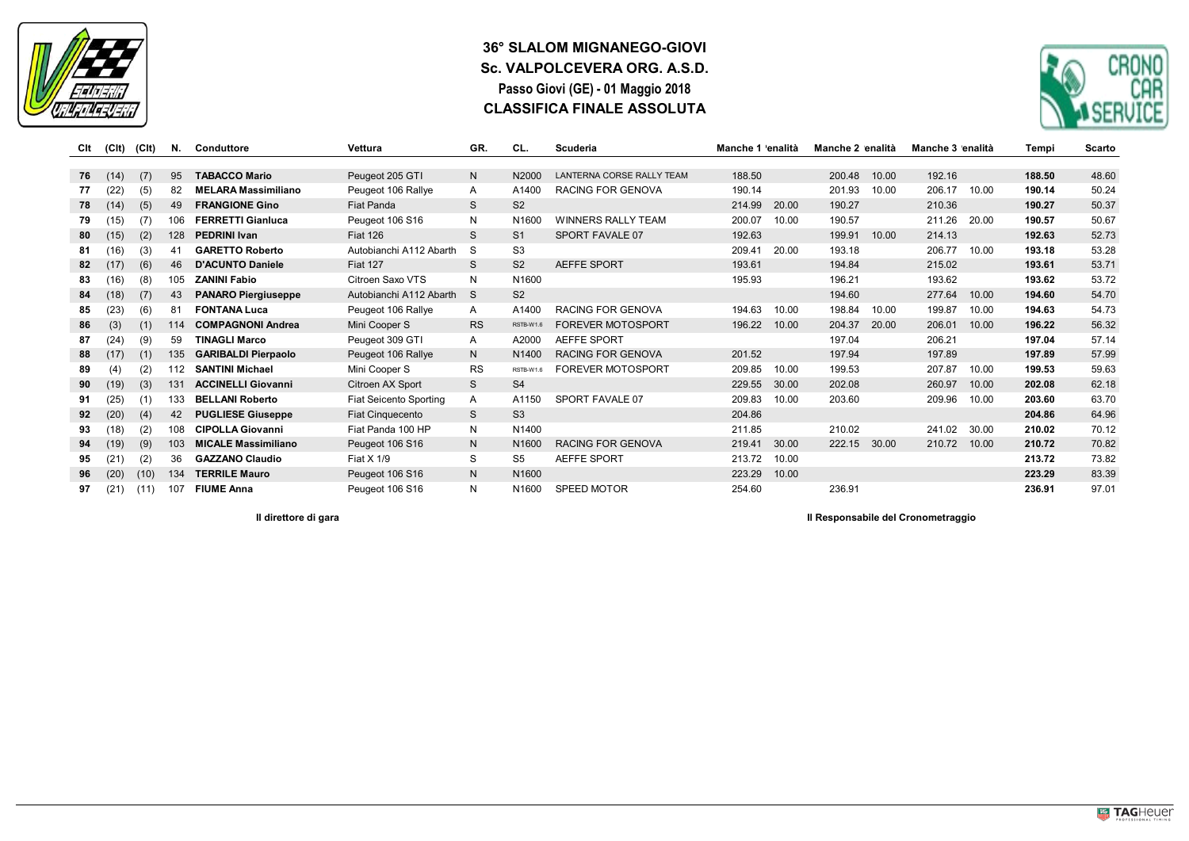# 36° SLALOM MIGNANEGO-GIOVI

## Sc. VALPOLCEVERA ORG. A.S.D.

### Passo Giovi (GE) - 01 Maggio 2018

### CLASSIFICA FINALE ASSOLUTA

| Clt | (Clt) | (Clt) | N. | Conduttore | Vettura | GR. | CL. | Scuderia | Manche 1 | Penalità | Manche 2 | Penalità | Manche 3 | Penalità | Tempi | Scarto |
|---|---|---|---|---|---|---|---|---|---|---|---|---|---|---|---|---|
| 76 | (14) | (7) | 95 | **TABACCO Mario** | Peugeot 205 GTI | N | N2000 | LANTERNA CORSE RALLY TEAM | 188.50 | | 200.48 | 10.00 | 192.16 | | **188.50** | 48.60 |
| 77 | (22) | (5) | 82 | **MELARA Massimiliano** | Peugeot 106 Rallye | A | A1400 | RACING FOR GENOVA | 190.14 | | 201.93 | 10.00 | 206.17 | 10.00 | **190.14** | 50.24 |
| 78 | (14) | (5) | 49 | **FRANGIONE Gino** | Fiat Panda | S | S2 | | 214.99 | 20.00 | 190.27 | | 210.36 | | **190.27** | 50.37 |
| 79 | (15) | (7) | 106 | **FERRETTI Gianluca** | Peugeot 106 S16 | N | N1600 | WINNERS RALLY TEAM | 200.07 | 10.00 | 190.57 | | 211.26 | 20.00 | **190.57** | 50.67 |
| 80 | (15) | (2) | 128 | **PEDRINI Ivan** | Fiat 126 | S | S1 | SPORT FAVALE 07 | 192.63 | | 199.91 | 10.00 | 214.13 | | **192.63** | 52.73 |
| 81 | (16) | (3) | 41 | **GARETTO Roberto** | Autobianchi A112 Abarth | S | S3 | | 209.41 | 20.00 | 193.18 | | 206.77 | 10.00 | **193.18** | 53.28 |
| 82 | (17) | (6) | 46 | **D'ACUNTO Daniele** | Fiat 127 | S | S2 | AEFFE SPORT | 193.61 | | 194.84 | | 215.02 | | **193.61** | 53.71 |
| 83 | (16) | (8) | 105 | **ZANINI Fabio** | Citroen Saxo VTS | N | N1600 | | 195.93 | | 196.21 | | 193.62 | | **193.62** | 53.72 |
| 84 | (18) | (7) | 43 | **PANARO Piergiuseppe** | Autobianchi A112 Abarth | S | S2 | | | | 194.60 | | 277.64 | 10.00 | **194.60** | 54.70 |
| 85 | (23) | (6) | 81 | **FONTANA Luca** | Peugeot 106 Rallye | A | A1400 | RACING FOR GENOVA | 194.63 | 10.00 | 198.84 | 10.00 | 199.87 | 10.00 | **194.63** | 54.73 |
| 86 | (3) | (1) | 114 | **COMPAGNONI Andrea** | Mini Cooper S | RS | RSTB-W1.6 | FOREVER MOTOSPORT | 196.22 | 10.00 | 204.37 | 20.00 | 206.01 | 10.00 | **196.22** | 56.32 |
| 87 | (24) | (9) | 59 | **TINAGLI Marco** | Peugeot 309 GTI | A | A2000 | AEFFE SPORT | | | 197.04 | | 206.21 | | **197.04** | 57.14 |
| 88 | (17) | (1) | 135 | **GARIBALDI Pierpaolo** | Peugeot 106 Rallye | N | N1400 | RACING FOR GENOVA | 201.52 | | 197.94 | | 197.89 | | **197.89** | 57.99 |
| 89 | (4) | (2) | 112 | **SANTINI Michael** | Mini Cooper S | RS | RSTB-W1.6 | FOREVER MOTOSPORT | 209.85 | 10.00 | 199.53 | | 207.87 | 10.00 | **199.53** | 59.63 |
| 90 | (19) | (3) | 131 | **ACCINELLI Giovanni** | Citroen AX Sport | S | S4 | | 229.55 | 30.00 | 202.08 | | 260.97 | 10.00 | **202.08** | 62.18 |
| 91 | (25) | (1) | 133 | **BELLANI Roberto** | Fiat Seicento Sporting | A | A1150 | SPORT FAVALE 07 | 209.83 | 10.00 | 203.60 | | 209.96 | 10.00 | **203.60** | 63.70 |
| 92 | (20) | (4) | 42 | **PUGLIESE Giuseppe** | Fiat Cinquecento | S | S3 | | 204.86 | | | | | | **204.86** | 64.96 |
| 93 | (18) | (2) | 108 | **CIPOLLA Giovanni** | Fiat Panda 100 HP | N | N1400 | | 211.85 | | 210.02 | | 241.02 | 30.00 | **210.02** | 70.12 |
| 94 | (19) | (9) | 103 | **MICALE Massimiliano** | Peugeot 106 S16 | N | N1600 | RACING FOR GENOVA | 219.41 | 30.00 | 222.15 | 30.00 | 210.72 | 10.00 | **210.72** | 70.82 |
| 95 | (21) | (2) | 36 | **GAZZANO Claudio** | Fiat X 1/9 | S | S5 | AEFFE SPORT | 213.72 | 10.00 | | | | | **213.72** | 73.82 |
| 96 | (20) | (10) | 134 | **TERRILE Mauro** | Peugeot 106 S16 | N | N1600 | | 223.29 | 10.00 | | | | | **223.29** | 83.39 |
| 97 | (21) | (11) | 107 | **FIUME Anna** | Peugeot 106 S16 | N | N1600 | SPEED MOTOR | 254.60 | | 236.91 | | | | **236.91** | 97.01 |

**Il direttore di gara**

**Il Responsabile del Cronometraggio**